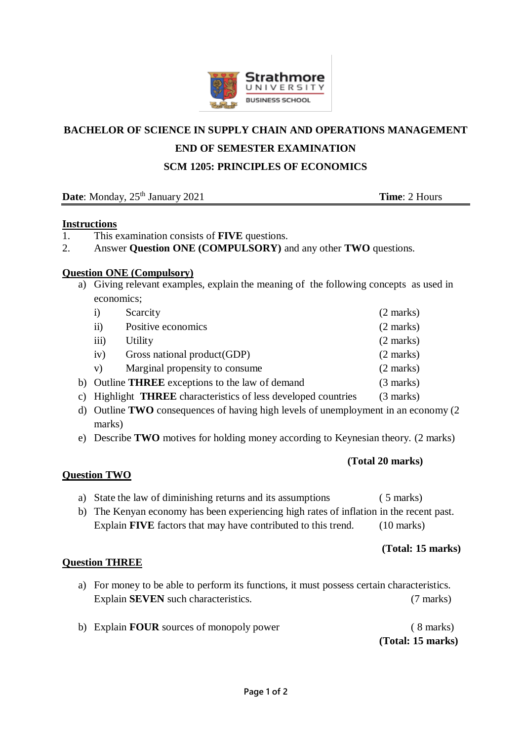**BACHELOR OF SCIENCE IN SUPPLY CHAIN AND OPERATIONS MANAGEMENT**

**END OF SEMESTER EXAMINATION**

**SCM 1205: PRINCIPLES OF ECONOMICS**

**Date**: Monday, 25th January 2021 **Time**: 2 Hours

**Instructions**

1. This examination consists of **FIVE** questions.
2. Answer **Question ONE (COMPULSORY)** and any other **TWO** questions.

**Question ONE (Compulsory)**

a) Giving relevant examples, explain the meaning of the following concepts as used in economics;

   i) Scarcity (2 marks)

   ii) Positive economics (2 marks)

   iii) Utility (2 marks)

   iv) Gross national product(GDP) (2 marks)

   v) Marginal propensity to consume (2 marks)

b) Outline **THREE** exceptions to the law of demand (3 marks)

c) Highlight **THREE** characteristics of less developed countries (3 marks)

d) Outline **TWO** consequences of having high levels of unemployment in an economy (2 marks)

e) Describe **TWO** motives for holding money according to Keynesian theory. (2 marks)

**(Total 20 marks)**

**Question TWO**

a) State the law of diminishing returns and its assumptions ( 5 marks)

b) The Kenyan economy has been experiencing high rates of inflation in the recent past. Explain **FIVE** factors that may have contributed to this trend. (10 marks)

**(Total: 15 marks)**

**Question THREE**

a) For money to be able to perform its functions, it must possess certain characteristics. Explain **SEVEN** such characteristics. (7 marks)

b) Explain **FOUR** sources of monopoly power ( 8 marks)

**(Total: 15 marks)**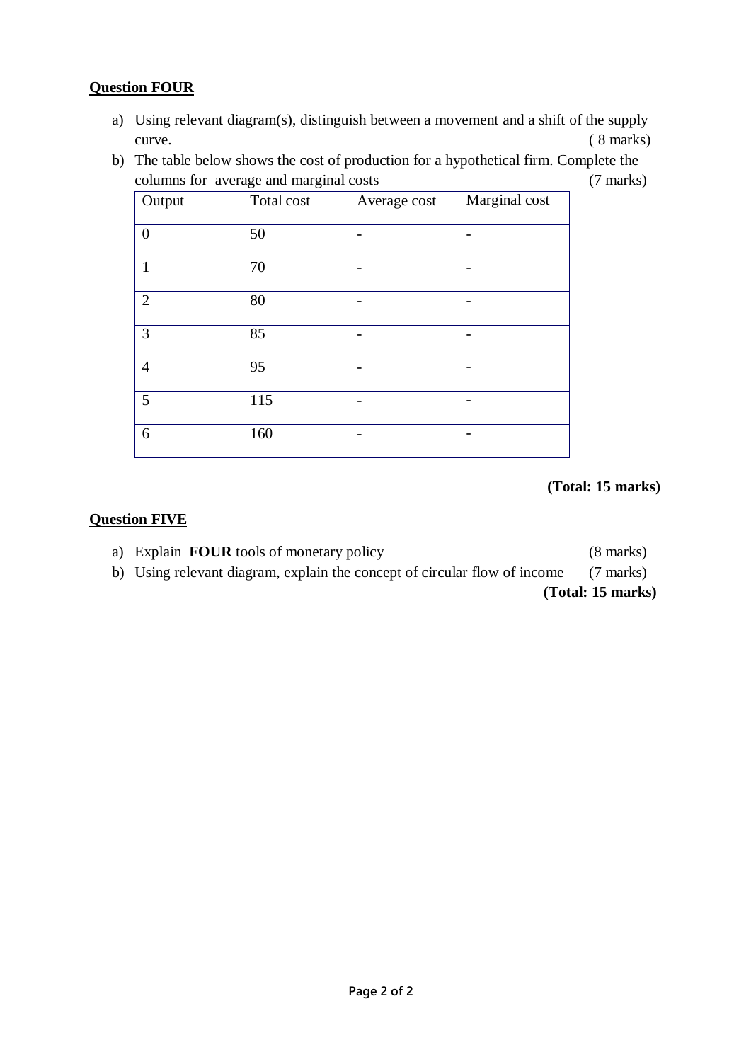**<u>Question FOUR</u>**

a) Using relevant diagram(s), distinguish between a movement and a shift of the supply curve. ( 8 marks)

b) The table below shows the cost of production for a hypothetical firm. Complete the columns for average and marginal costs (7 marks)

| Output | Total cost | Average cost | Marginal cost |
|---|---|---|---|
| 0 | 50 | - | - |
| 1 | 70 | - | - |
| 2 | 80 | - | - |
| 3 | 85 | - | - |
| 4 | 95 | - | - |
| 5 | 115 | - | - |
| 6 | 160 | - | - |

**(Total: 15 marks)**

**<u>Question FIVE</u>**

a) Explain **FOUR** tools of monetary policy (8 marks)

b) Using relevant diagram, explain the concept of circular flow of income (7 marks)

**(Total: 15 marks)**